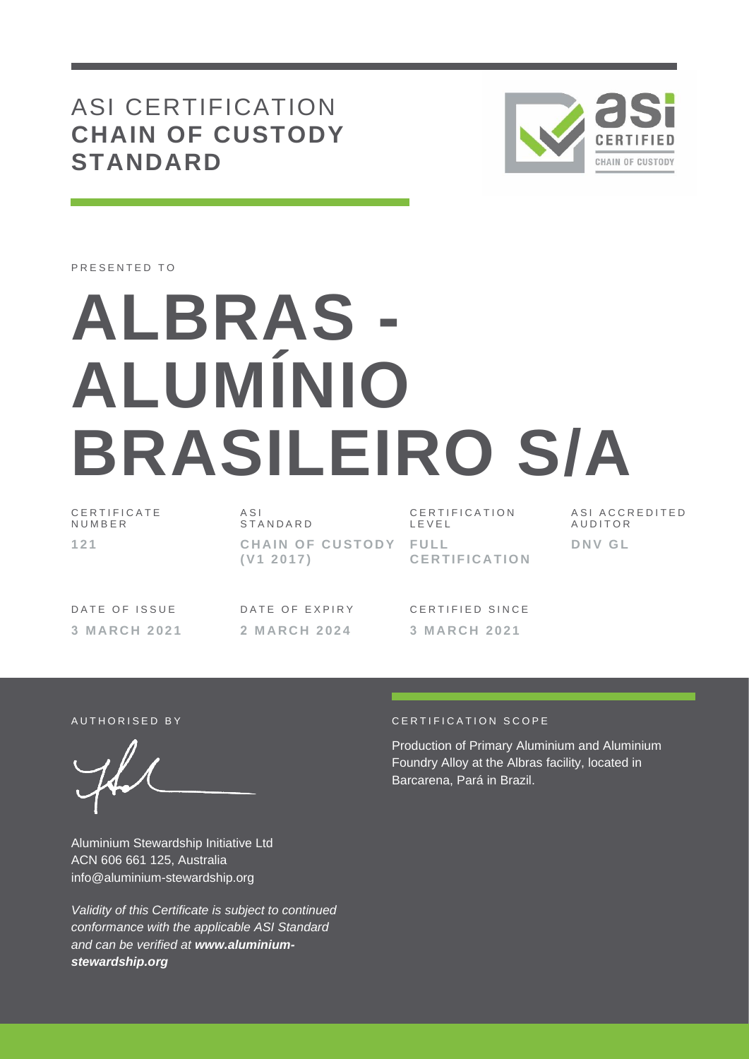# ASI CERTIFICATION **CHAIN OF CUSTODY STANDARD**

PRESENTED TO

# ALBRAS - ALUMÍNIO BRASILEIRO S/A

| CERTIFICATE NUMBER | ASI STANDARD | CERTIFICATION LEVEL | ASI ACCREDITED AUDITOR |
|---|---|---|---|
| **121** | **CHAIN OF CUSTODY (V1 2017)** | **FULL CERTIFICATION** | **DNV GL** |

| DATE OF ISSUE | DATE OF EXPIRY | CERTIFIED SINCE |
|---|---|---|
| **3 MARCH 2021** | **2 MARCH 2024** | **3 MARCH 2021** |

AUTHORISED BY

Aluminium Stewardship Initiative Ltd
ACN 606 661 125, Australia
info@aluminium-stewardship.org

*Validity of this Certificate is subject to continued conformance with the applicable ASI Standard and can be verified at **www.aluminium-stewardship.org***

CERTIFICATION SCOPE

Production of Primary Aluminium and Aluminium Foundry Alloy at the Albras facility, located in Barcarena, Pará in Brazil.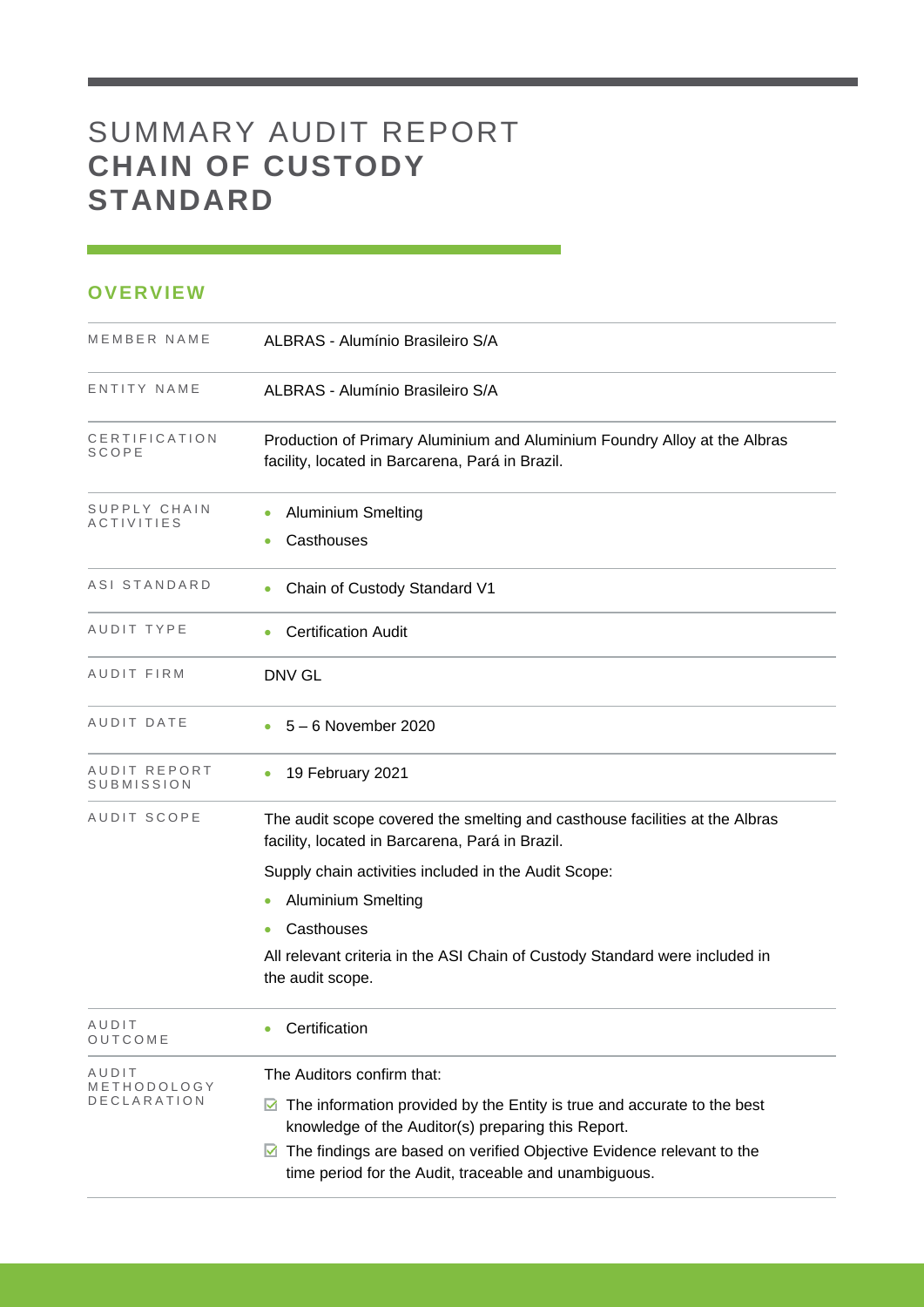# SUMMARY AUDIT REPORT **CHAIN OF CUSTODY STANDARD**

## OVERVIEW

| | |
|---|---|
| MEMBER NAME | ALBRAS - Alumínio Brasileiro S/A |
| ENTITY NAME | ALBRAS - Alumínio Brasileiro S/A |
| CERTIFICATION SCOPE | Production of Primary Aluminium and Aluminium Foundry Alloy at the Albras facility, located in Barcarena, Pará in Brazil. |
| SUPPLY CHAIN ACTIVITIES | • Aluminium Smelting<br>• Casthouses |
| ASI STANDARD | • Chain of Custody Standard V1 |
| AUDIT TYPE | • Certification Audit |
| AUDIT FIRM | DNV GL |
| AUDIT DATE | • 5 – 6 November 2020 |
| AUDIT REPORT SUBMISSION | • 19 February 2021 |
| AUDIT SCOPE | The audit scope covered the smelting and casthouse facilities at the Albras facility, located in Barcarena, Pará in Brazil.<br>Supply chain activities included in the Audit Scope:<br>• Aluminium Smelting<br>• Casthouses<br>All relevant criteria in the ASI Chain of Custody Standard were included in the audit scope. |
| AUDIT OUTCOME | • Certification |
| AUDIT METHODOLOGY DECLARATION | The Auditors confirm that:<br>☑ The information provided by the Entity is true and accurate to the best knowledge of the Auditor(s) preparing this Report.<br>☑ The findings are based on verified Objective Evidence relevant to the time period for the Audit, traceable and unambiguous. |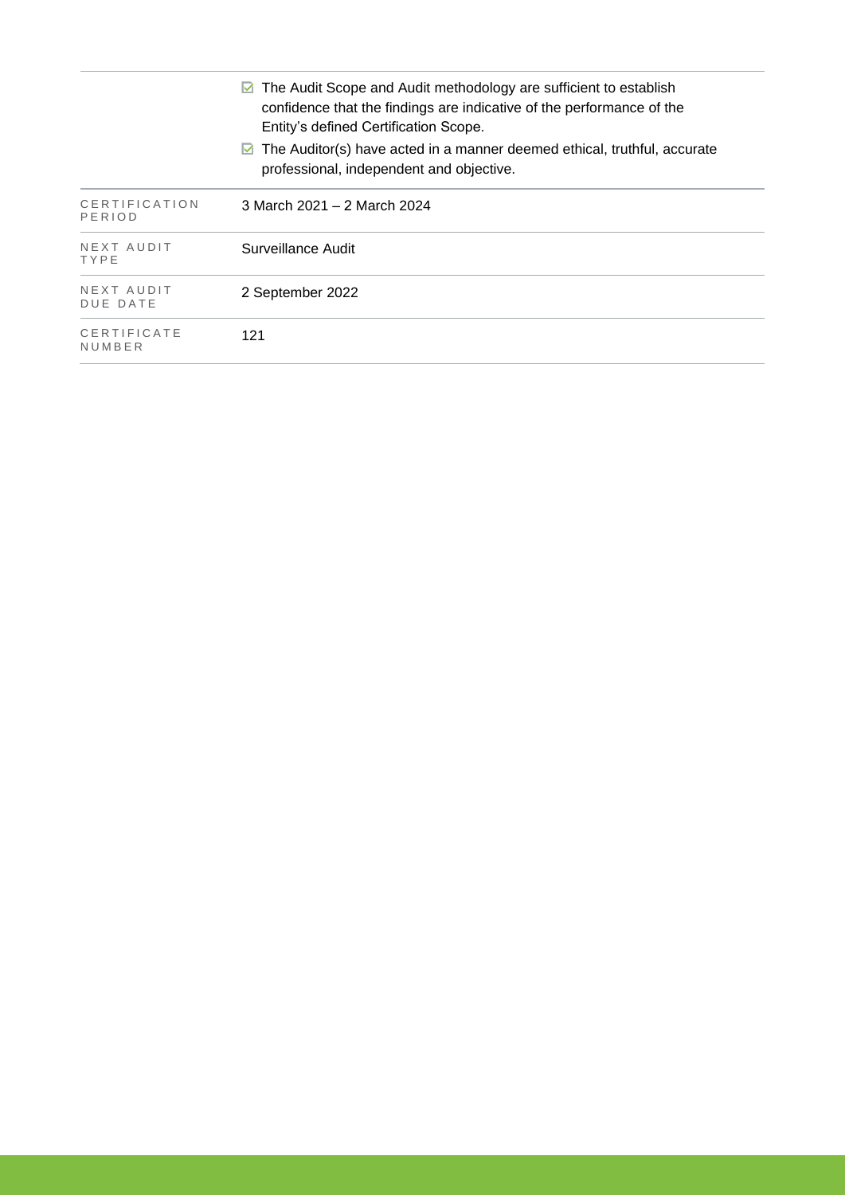| | |
|---|---|
| | ☑ The Audit Scope and Audit methodology are sufficient to establish confidence that the findings are indicative of the performance of the Entity's defined Certification Scope.<br>☑ The Auditor(s) have acted in a manner deemed ethical, truthful, accurate professional, independent and objective. |
| CERTIFICATION PERIOD | 3 March 2021 – 2 March 2024 |
| NEXT AUDIT TYPE | Surveillance Audit |
| NEXT AUDIT DUE DATE | 2 September 2022 |
| CERTIFICATE NUMBER | 121 |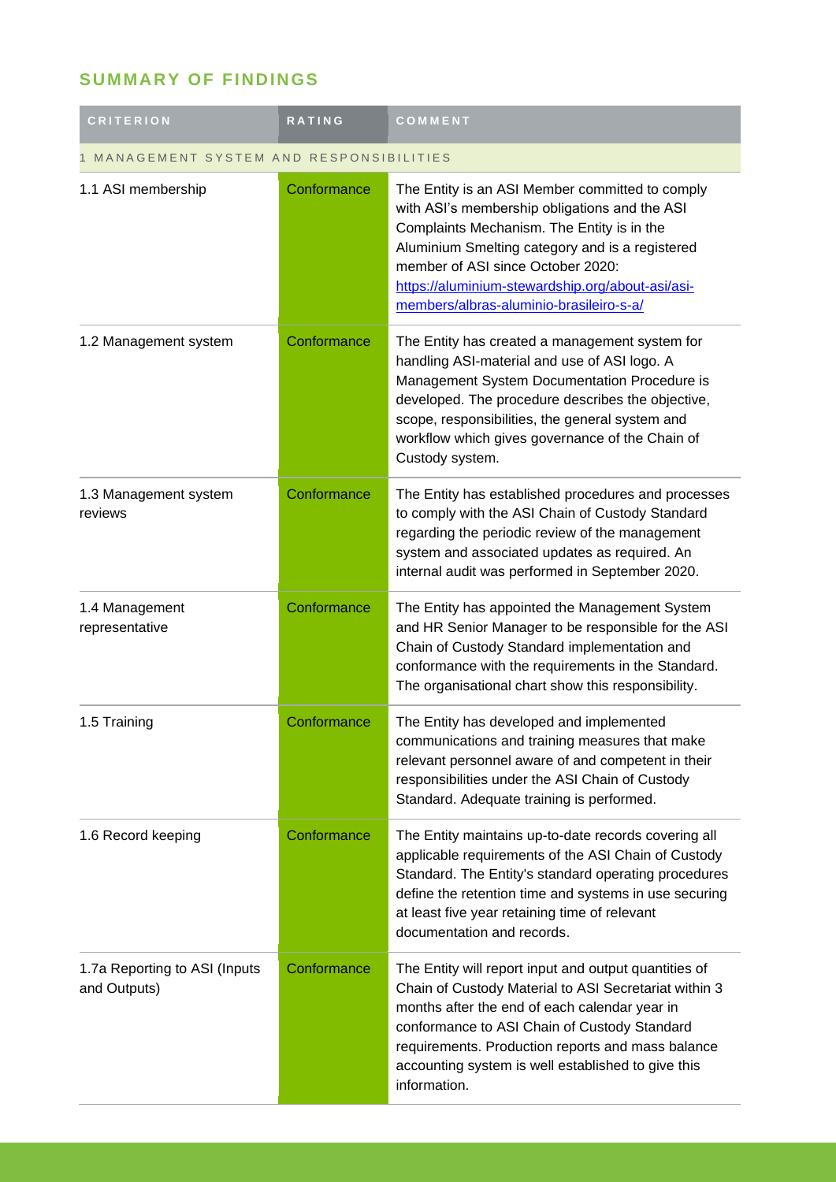## SUMMARY OF FINDINGS

| CRITERION | RATING | COMMENT |
|---|---|---|
| 1 MANAGEMENT SYSTEM AND RESPONSIBILITIES | | |
| 1.1 ASI membership | Conformance | The Entity is an ASI Member committed to comply with ASI's membership obligations and the ASI Complaints Mechanism. The Entity is in the Aluminium Smelting category and is a registered member of ASI since October 2020: [https://aluminium-stewardship.org/about-asi/asi-members/albras-aluminio-brasileiro-s-a/](https://aluminium-stewardship.org/about-asi/asi-members/albras-aluminio-brasileiro-s-a/) |
| 1.2 Management system | Conformance | The Entity has created a management system for handling ASI-material and use of ASI logo. A Management System Documentation Procedure is developed. The procedure describes the objective, scope, responsibilities, the general system and workflow which gives governance of the Chain of Custody system. |
| 1.3 Management system reviews | Conformance | The Entity has established procedures and processes to comply with the ASI Chain of Custody Standard regarding the periodic review of the management system and associated updates as required. An internal audit was performed in September 2020. |
| 1.4 Management representative | Conformance | The Entity has appointed the Management System and HR Senior Manager to be responsible for the ASI Chain of Custody Standard implementation and conformance with the requirements in the Standard. The organisational chart show this responsibility. |
| 1.5 Training | Conformance | The Entity has developed and implemented communications and training measures that make relevant personnel aware of and competent in their responsibilities under the ASI Chain of Custody Standard. Adequate training is performed. |
| 1.6 Record keeping | Conformance | The Entity maintains up-to-date records covering all applicable requirements of the ASI Chain of Custody Standard. The Entity's standard operating procedures define the retention time and systems in use securing at least five year retaining time of relevant documentation and records. |
| 1.7a Reporting to ASI (Inputs and Outputs) | Conformance | The Entity will report input and output quantities of Chain of Custody Material to ASI Secretariat within 3 months after the end of each calendar year in conformance to ASI Chain of Custody Standard requirements. Production reports and mass balance accounting system is well established to give this information. |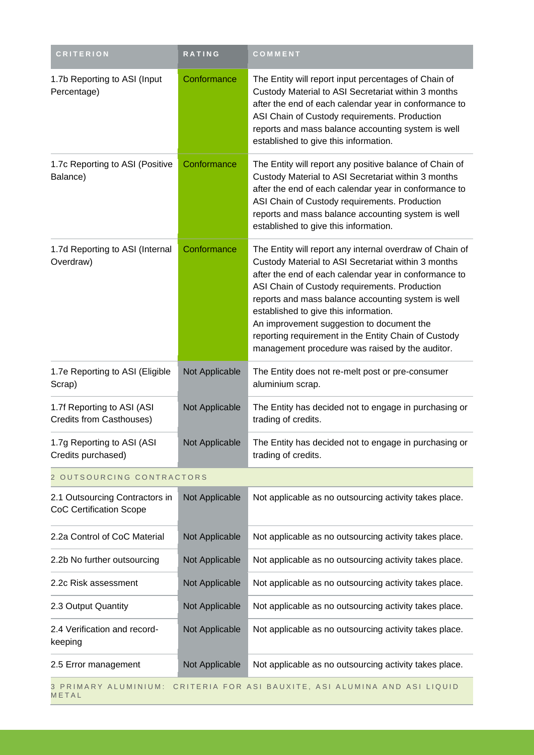| CRITERION | RATING | COMMENT |
|---|---|---|
| 1.7b Reporting to ASI (Input Percentage) | Conformance | The Entity will report input percentages of Chain of Custody Material to ASI Secretariat within 3 months after the end of each calendar year in conformance to ASI Chain of Custody requirements. Production reports and mass balance accounting system is well established to give this information. |
| 1.7c Reporting to ASI (Positive Balance) | Conformance | The Entity will report any positive balance of Chain of Custody Material to ASI Secretariat within 3 months after the end of each calendar year in conformance to ASI Chain of Custody requirements. Production reports and mass balance accounting system is well established to give this information. |
| 1.7d Reporting to ASI (Internal Overdraw) | Conformance | The Entity will report any internal overdraw of Chain of Custody Material to ASI Secretariat within 3 months after the end of each calendar year in conformance to ASI Chain of Custody requirements. Production reports and mass balance accounting system is well established to give this information.<br>An improvement suggestion to document the reporting requirement in the Entity Chain of Custody management procedure was raised by the auditor. |
| 1.7e Reporting to ASI (Eligible Scrap) | Not Applicable | The Entity does not re-melt post or pre-consumer aluminium scrap. |
| 1.7f Reporting to ASI (ASI Credits from Casthouses) | Not Applicable | The Entity has decided not to engage in purchasing or trading of credits. |
| 1.7g Reporting to ASI (ASI Credits purchased) | Not Applicable | The Entity has decided not to engage in purchasing or trading of credits. |
| **2 OUTSOURCING CONTRACTORS** | | |
| 2.1 Outsourcing Contractors in CoC Certification Scope | Not Applicable | Not applicable as no outsourcing activity takes place. |
| 2.2a Control of CoC Material | Not Applicable | Not applicable as no outsourcing activity takes place. |
| 2.2b No further outsourcing | Not Applicable | Not applicable as no outsourcing activity takes place. |
| 2.2c Risk assessment | Not Applicable | Not applicable as no outsourcing activity takes place. |
| 2.3 Output Quantity | Not Applicable | Not applicable as no outsourcing activity takes place. |
| 2.4 Verification and record-keeping | Not Applicable | Not applicable as no outsourcing activity takes place. |
| 2.5 Error management | Not Applicable | Not applicable as no outsourcing activity takes place. |
| **3 PRIMARY ALUMINIUM: CRITERIA FOR ASI BAUXITE, ASI ALUMINA AND ASI LIQUID METAL** | | |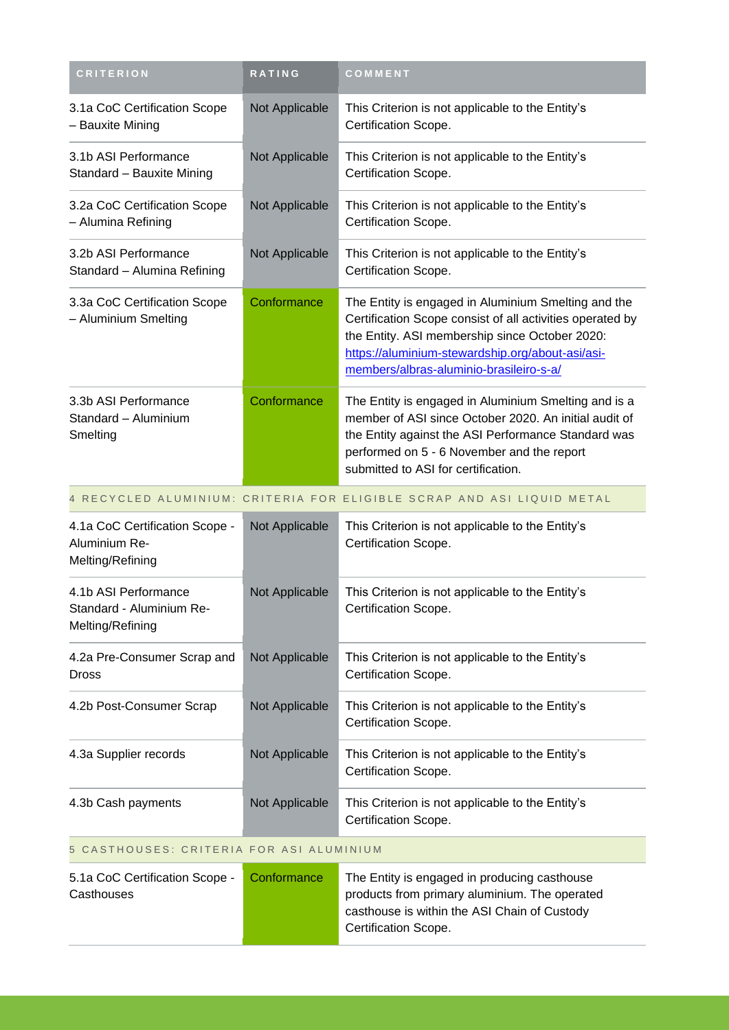| CRITERION | RATING | COMMENT |
|---|---|---|
| 3.1a CoC Certification Scope – Bauxite Mining | Not Applicable | This Criterion is not applicable to the Entity's Certification Scope. |
| 3.1b ASI Performance Standard – Bauxite Mining | Not Applicable | This Criterion is not applicable to the Entity's Certification Scope. |
| 3.2a CoC Certification Scope – Alumina Refining | Not Applicable | This Criterion is not applicable to the Entity's Certification Scope. |
| 3.2b ASI Performance Standard – Alumina Refining | Not Applicable | This Criterion is not applicable to the Entity's Certification Scope. |
| 3.3a CoC Certification Scope – Aluminium Smelting | Conformance | The Entity is engaged in Aluminium Smelting and the Certification Scope consist of all activities operated by the Entity. ASI membership since October 2020: https://aluminium-stewardship.org/about-asi/asi-members/albras-aluminio-brasileiro-s-a/ |
| 3.3b ASI Performance Standard – Aluminium Smelting | Conformance | The Entity is engaged in Aluminium Smelting and is a member of ASI since October 2020. An initial audit of the Entity against the ASI Performance Standard was performed on 5 - 6 November and the report submitted to ASI for certification. |
| 4 RECYCLED ALUMINIUM: CRITERIA FOR ELIGIBLE SCRAP AND ASI LIQUID METAL | | |
| 4.1a CoC Certification Scope - Aluminium Re-Melting/Refining | Not Applicable | This Criterion is not applicable to the Entity's Certification Scope. |
| 4.1b ASI Performance Standard - Aluminium Re-Melting/Refining | Not Applicable | This Criterion is not applicable to the Entity's Certification Scope. |
| 4.2a Pre-Consumer Scrap and Dross | Not Applicable | This Criterion is not applicable to the Entity's Certification Scope. |
| 4.2b Post-Consumer Scrap | Not Applicable | This Criterion is not applicable to the Entity's Certification Scope. |
| 4.3a Supplier records | Not Applicable | This Criterion is not applicable to the Entity's Certification Scope. |
| 4.3b Cash payments | Not Applicable | This Criterion is not applicable to the Entity's Certification Scope. |
| 5 CASTHOUSES: CRITERIA FOR ASI ALUMINIUM | | |
| 5.1a CoC Certification Scope - Casthouses | Conformance | The Entity is engaged in producing casthouse products from primary aluminium. The operated casthouse is within the ASI Chain of Custody Certification Scope. |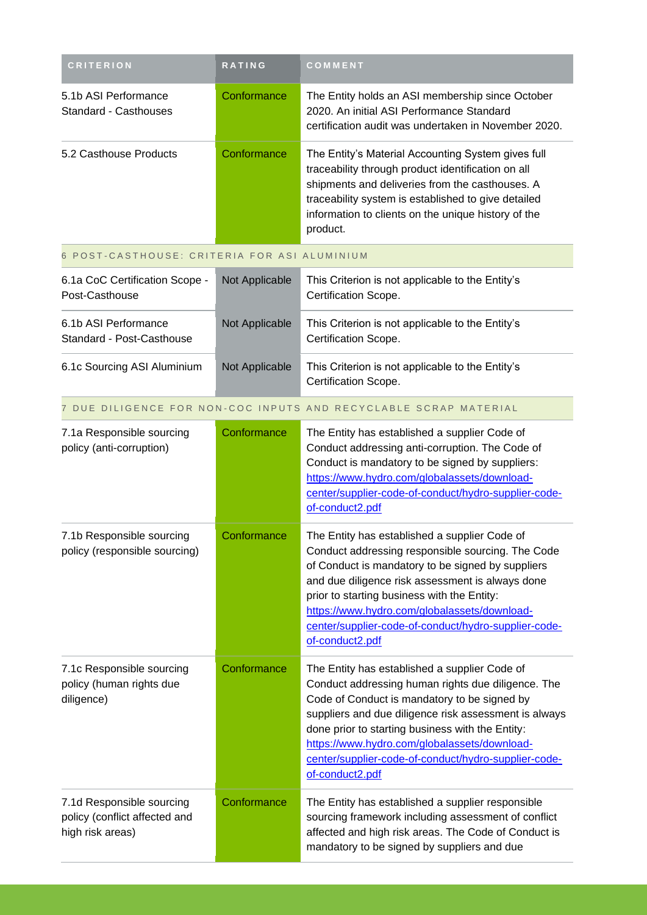| CRITERION | RATING | COMMENT |
|---|---|---|
| 5.1b ASI Performance Standard - Casthouses | Conformance | The Entity holds an ASI membership since October 2020. An initial ASI Performance Standard certification audit was undertaken in November 2020. |
| 5.2 Casthouse Products | Conformance | The Entity's Material Accounting System gives full traceability through product identification on all shipments and deliveries from the casthouses. A traceability system is established to give detailed information to clients on the unique history of the product. |
| **6 POST-CASTHOUSE: CRITERIA FOR ASI ALUMINIUM** | | |
| 6.1a CoC Certification Scope - Post-Casthouse | Not Applicable | This Criterion is not applicable to the Entity's Certification Scope. |
| 6.1b ASI Performance Standard - Post-Casthouse | Not Applicable | This Criterion is not applicable to the Entity's Certification Scope. |
| 6.1c Sourcing ASI Aluminium | Not Applicable | This Criterion is not applicable to the Entity's Certification Scope. |
| **7 DUE DILIGENCE FOR NON-COC INPUTS AND RECYCLABLE SCRAP MATERIAL** | | |
| 7.1a Responsible sourcing policy (anti-corruption) | Conformance | The Entity has established a supplier Code of Conduct addressing anti-corruption. The Code of Conduct is mandatory to be signed by suppliers: https://www.hydro.com/globalassets/download-center/supplier-code-of-conduct/hydro-supplier-code-of-conduct2.pdf |
| 7.1b Responsible sourcing policy (responsible sourcing) | Conformance | The Entity has established a supplier Code of Conduct addressing responsible sourcing. The Code of Conduct is mandatory to be signed by suppliers and due diligence risk assessment is always done prior to starting business with the Entity: https://www.hydro.com/globalassets/download-center/supplier-code-of-conduct/hydro-supplier-code-of-conduct2.pdf |
| 7.1c Responsible sourcing policy (human rights due diligence) | Conformance | The Entity has established a supplier Code of Conduct addressing human rights due diligence. The Code of Conduct is mandatory to be signed by suppliers and due diligence risk assessment is always done prior to starting business with the Entity: https://www.hydro.com/globalassets/download-center/supplier-code-of-conduct/hydro-supplier-code-of-conduct2.pdf |
| 7.1d Responsible sourcing policy (conflict affected and high risk areas) | Conformance | The Entity has established a supplier responsible sourcing framework including assessment of conflict affected and high risk areas. The Code of Conduct is mandatory to be signed by suppliers and due |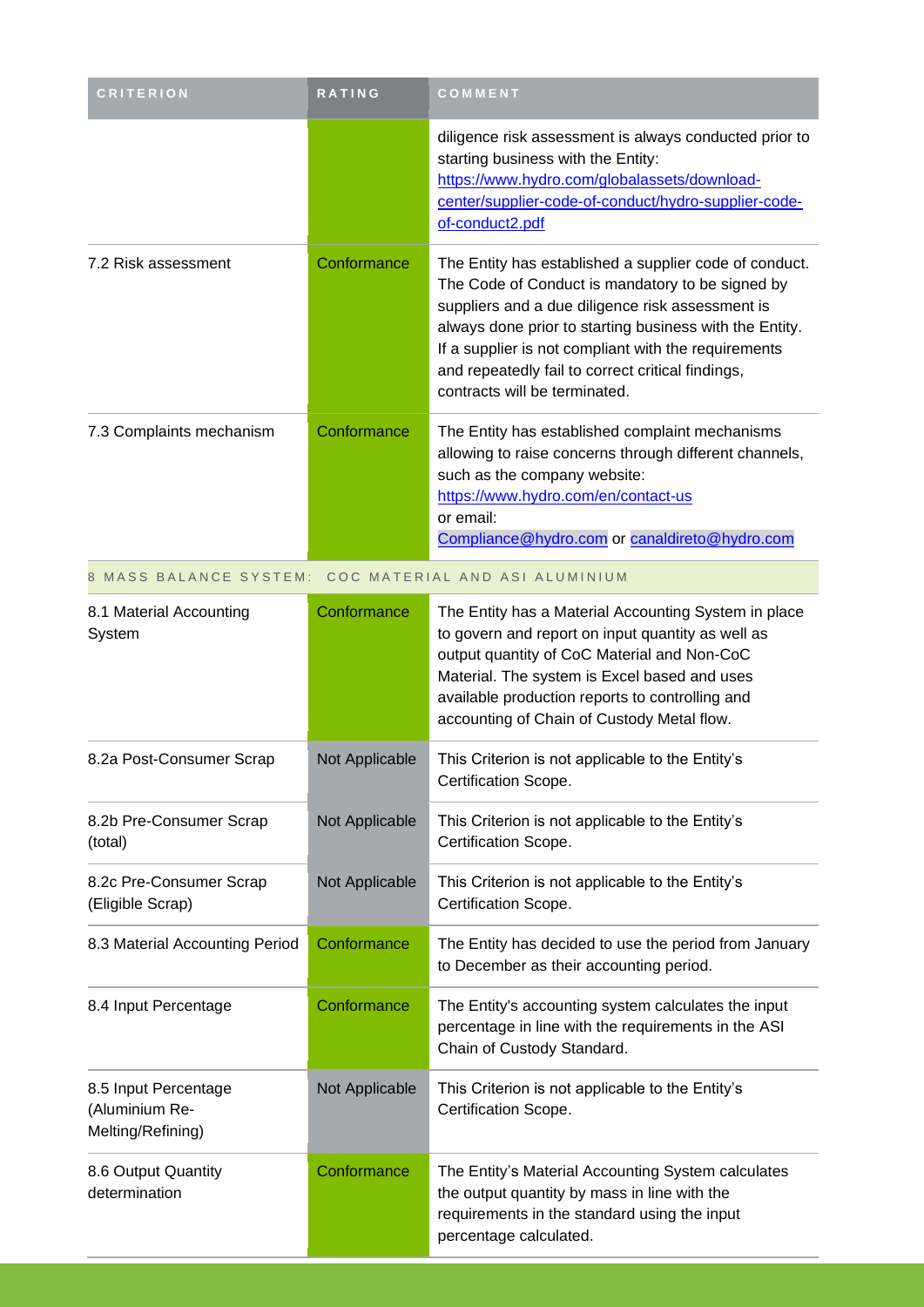| CRITERION | RATING | COMMENT |
|---|---|---|
| | | diligence risk assessment is always conducted prior to starting business with the Entity: https://www.hydro.com/globalassets/download-center/supplier-code-of-conduct/hydro-supplier-code-of-conduct2.pdf |
| 7.2 Risk assessment | Conformance | The Entity has established a supplier code of conduct. The Code of Conduct is mandatory to be signed by suppliers and a due diligence risk assessment is always done prior to starting business with the Entity. If a supplier is not compliant with the requirements and repeatedly fail to correct critical findings, contracts will be terminated. |
| 7.3 Complaints mechanism | Conformance | The Entity has established complaint mechanisms allowing to raise concerns through different channels, such as the company website: https://www.hydro.com/en/contact-us or email: Compliance@hydro.com or canaldireto@hydro.com |
| 8 MASS BALANCE SYSTEM: COC MATERIAL AND ASI ALUMINIUM | | |
| 8.1 Material Accounting System | Conformance | The Entity has a Material Accounting System in place to govern and report on input quantity as well as output quantity of CoC Material and Non-CoC Material. The system is Excel based and uses available production reports to controlling and accounting of Chain of Custody Metal flow. |
| 8.2a Post-Consumer Scrap | Not Applicable | This Criterion is not applicable to the Entity's Certification Scope. |
| 8.2b Pre-Consumer Scrap (total) | Not Applicable | This Criterion is not applicable to the Entity's Certification Scope. |
| 8.2c Pre-Consumer Scrap (Eligible Scrap) | Not Applicable | This Criterion is not applicable to the Entity's Certification Scope. |
| 8.3 Material Accounting Period | Conformance | The Entity has decided to use the period from January to December as their accounting period. |
| 8.4 Input Percentage | Conformance | The Entity's accounting system calculates the input percentage in line with the requirements in the ASI Chain of Custody Standard. |
| 8.5 Input Percentage (Aluminium Re-Melting/Refining) | Not Applicable | This Criterion is not applicable to the Entity's Certification Scope. |
| 8.6 Output Quantity determination | Conformance | The Entity's Material Accounting System calculates the output quantity by mass in line with the requirements in the standard using the input percentage calculated. |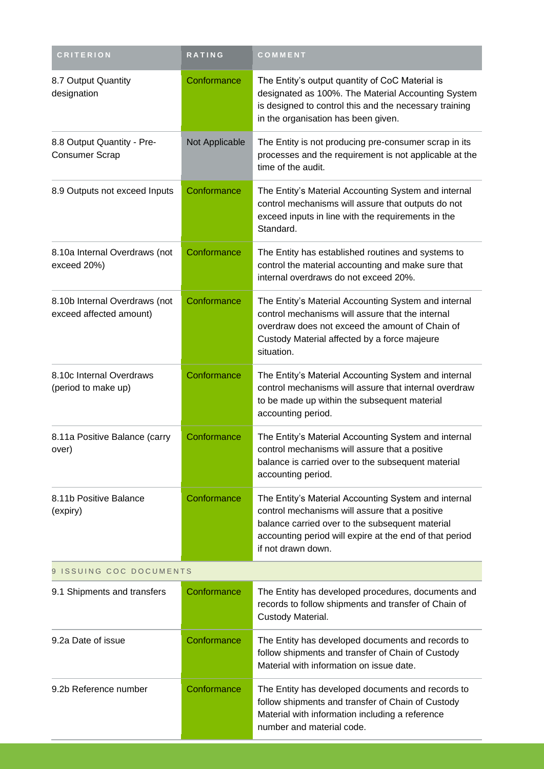| CRITERION | RATING | COMMENT |
| --- | --- | --- |
| 8.7 Output Quantity designation | Conformance | The Entity's output quantity of CoC Material is designated as 100%. The Material Accounting System is designed to control this and the necessary training in the organisation has been given. |
| 8.8 Output Quantity - Pre-Consumer Scrap | Not Applicable | The Entity is not producing pre-consumer scrap in its processes and the requirement is not applicable at the time of the audit. |
| 8.9 Outputs not exceed Inputs | Conformance | The Entity's Material Accounting System and internal control mechanisms will assure that outputs do not exceed inputs in line with the requirements in the Standard. |
| 8.10a Internal Overdraws (not exceed 20%) | Conformance | The Entity has established routines and systems to control the material accounting and make sure that internal overdraws do not exceed 20%. |
| 8.10b Internal Overdraws (not exceed affected amount) | Conformance | The Entity's Material Accounting System and internal control mechanisms will assure that the internal overdraw does not exceed the amount of Chain of Custody Material affected by a force majeure situation. |
| 8.10c Internal Overdraws (period to make up) | Conformance | The Entity's Material Accounting System and internal control mechanisms will assure that internal overdraw to be made up within the subsequent material accounting period. |
| 8.11a Positive Balance (carry over) | Conformance | The Entity's Material Accounting System and internal control mechanisms will assure that a positive balance is carried over to the subsequent material accounting period. |
| 8.11b Positive Balance (expiry) | Conformance | The Entity's Material Accounting System and internal control mechanisms will assure that a positive balance carried over to the subsequent material accounting period will expire at the end of that period if not drawn down. |
| 9 ISSUING COC DOCUMENTS | | |
| 9.1 Shipments and transfers | Conformance | The Entity has developed procedures, documents and records to follow shipments and transfer of Chain of Custody Material. |
| 9.2a Date of issue | Conformance | The Entity has developed documents and records to follow shipments and transfer of Chain of Custody Material with information on issue date. |
| 9.2b Reference number | Conformance | The Entity has developed documents and records to follow shipments and transfer of Chain of Custody Material with information including a reference number and material code. |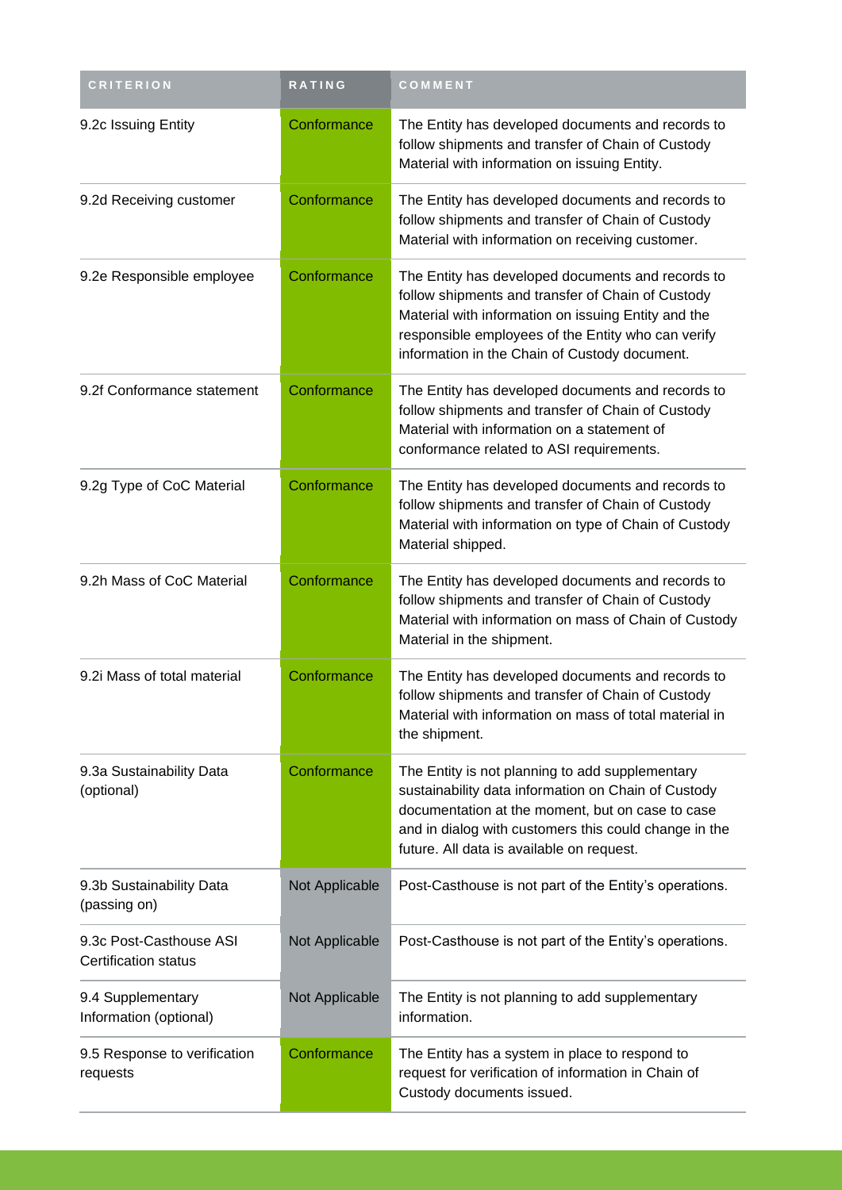| CRITERION | RATING | COMMENT |
| --- | --- | --- |
| 9.2c Issuing Entity | Conformance | The Entity has developed documents and records to follow shipments and transfer of Chain of Custody Material with information on issuing Entity. |
| 9.2d Receiving customer | Conformance | The Entity has developed documents and records to follow shipments and transfer of Chain of Custody Material with information on receiving customer. |
| 9.2e Responsible employee | Conformance | The Entity has developed documents and records to follow shipments and transfer of Chain of Custody Material with information on issuing Entity and the responsible employees of the Entity who can verify information in the Chain of Custody document. |
| 9.2f Conformance statement | Conformance | The Entity has developed documents and records to follow shipments and transfer of Chain of Custody Material with information on a statement of conformance related to ASI requirements. |
| 9.2g Type of CoC Material | Conformance | The Entity has developed documents and records to follow shipments and transfer of Chain of Custody Material with information on type of Chain of Custody Material shipped. |
| 9.2h Mass of CoC Material | Conformance | The Entity has developed documents and records to follow shipments and transfer of Chain of Custody Material with information on mass of Chain of Custody Material in the shipment. |
| 9.2i Mass of total material | Conformance | The Entity has developed documents and records to follow shipments and transfer of Chain of Custody Material with information on mass of total material in the shipment. |
| 9.3a Sustainability Data (optional) | Conformance | The Entity is not planning to add supplementary sustainability data information on Chain of Custody documentation at the moment, but on case to case and in dialog with customers this could change in the future. All data is available on request. |
| 9.3b Sustainability Data (passing on) | Not Applicable | Post-Casthouse is not part of the Entity's operations. |
| 9.3c Post-Casthouse ASI Certification status | Not Applicable | Post-Casthouse is not part of the Entity's operations. |
| 9.4 Supplementary Information (optional) | Not Applicable | The Entity is not planning to add supplementary information. |
| 9.5 Response to verification requests | Conformance | The Entity has a system in place to respond to request for verification of information in Chain of Custody documents issued. |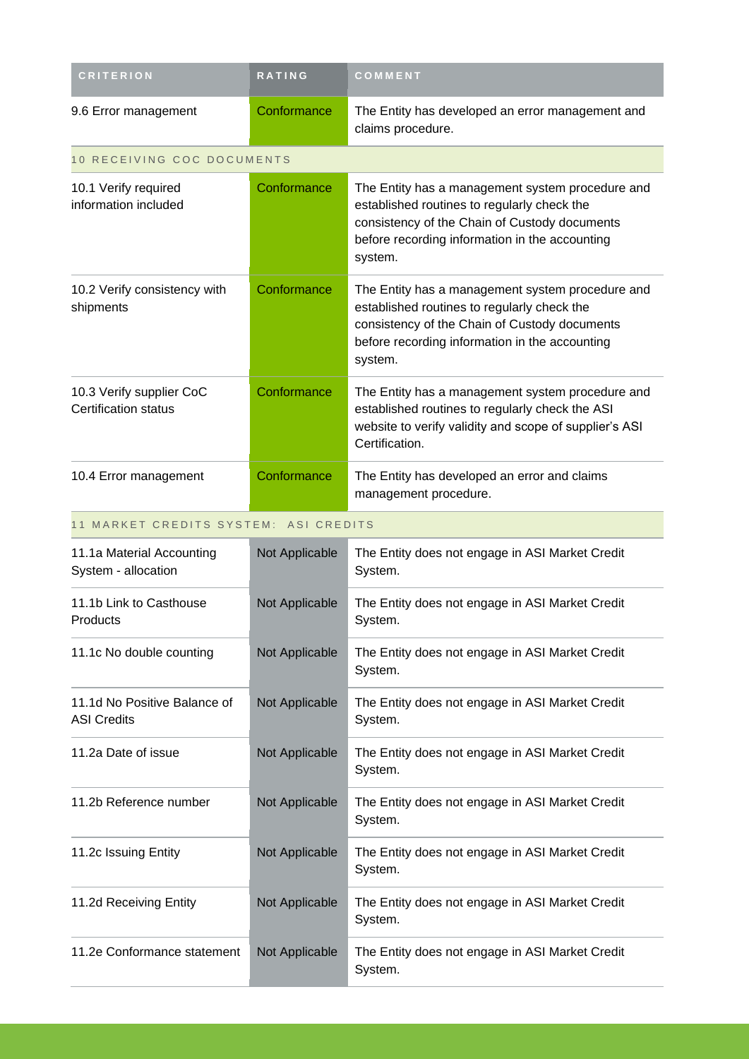| CRITERION | RATING | COMMENT |
| --- | --- | --- |
| 9.6 Error management | Conformance | The Entity has developed an error management and claims procedure. |
| 10 RECEIVING COC DOCUMENTS | | |
| 10.1 Verify required information included | Conformance | The Entity has a management system procedure and established routines to regularly check the consistency of the Chain of Custody documents before recording information in the accounting system. |
| 10.2 Verify consistency with shipments | Conformance | The Entity has a management system procedure and established routines to regularly check the consistency of the Chain of Custody documents before recording information in the accounting system. |
| 10.3 Verify supplier CoC Certification status | Conformance | The Entity has a management system procedure and established routines to regularly check the ASI website to verify validity and scope of supplier's ASI Certification. |
| 10.4 Error management | Conformance | The Entity has developed an error and claims management procedure. |
| 11 MARKET CREDITS SYSTEM: ASI CREDITS | | |
| 11.1a Material Accounting System - allocation | Not Applicable | The Entity does not engage in ASI Market Credit System. |
| 11.1b Link to Casthouse Products | Not Applicable | The Entity does not engage in ASI Market Credit System. |
| 11.1c No double counting | Not Applicable | The Entity does not engage in ASI Market Credit System. |
| 11.1d No Positive Balance of ASI Credits | Not Applicable | The Entity does not engage in ASI Market Credit System. |
| 11.2a Date of issue | Not Applicable | The Entity does not engage in ASI Market Credit System. |
| 11.2b Reference number | Not Applicable | The Entity does not engage in ASI Market Credit System. |
| 11.2c Issuing Entity | Not Applicable | The Entity does not engage in ASI Market Credit System. |
| 11.2d Receiving Entity | Not Applicable | The Entity does not engage in ASI Market Credit System. |
| 11.2e Conformance statement | Not Applicable | The Entity does not engage in ASI Market Credit System. |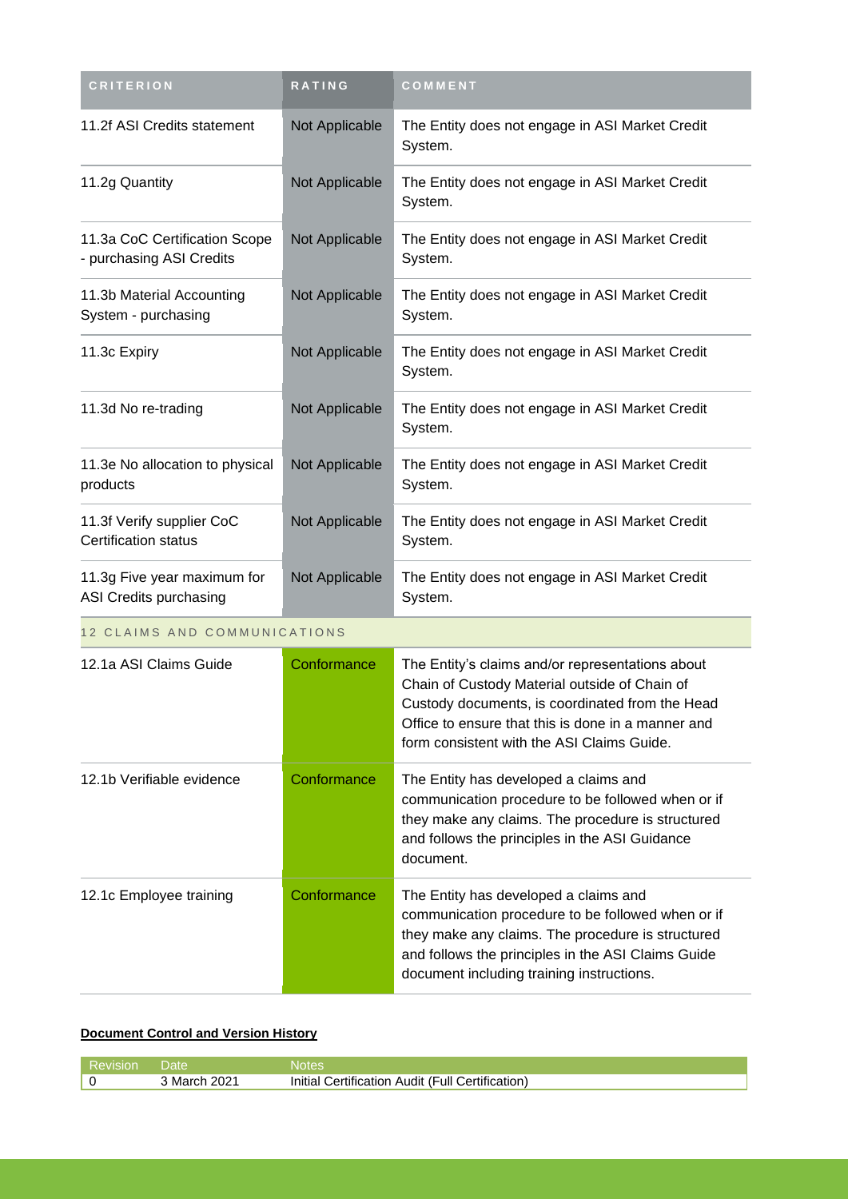| CRITERION | RATING | COMMENT |
|---|---|---|
| 11.2f ASI Credits statement | Not Applicable | The Entity does not engage in ASI Market Credit System. |
| 11.2g Quantity | Not Applicable | The Entity does not engage in ASI Market Credit System. |
| 11.3a CoC Certification Scope - purchasing ASI Credits | Not Applicable | The Entity does not engage in ASI Market Credit System. |
| 11.3b Material Accounting System - purchasing | Not Applicable | The Entity does not engage in ASI Market Credit System. |
| 11.3c Expiry | Not Applicable | The Entity does not engage in ASI Market Credit System. |
| 11.3d No re-trading | Not Applicable | The Entity does not engage in ASI Market Credit System. |
| 11.3e No allocation to physical products | Not Applicable | The Entity does not engage in ASI Market Credit System. |
| 11.3f Verify supplier CoC Certification status | Not Applicable | The Entity does not engage in ASI Market Credit System. |
| 11.3g Five year maximum for ASI Credits purchasing | Not Applicable | The Entity does not engage in ASI Market Credit System. |
| 12 CLAIMS AND COMMUNICATIONS | | |
| 12.1a ASI Claims Guide | Conformance | The Entity's claims and/or representations about Chain of Custody Material outside of Chain of Custody documents, is coordinated from the Head Office to ensure that this is done in a manner and form consistent with the ASI Claims Guide. |
| 12.1b Verifiable evidence | Conformance | The Entity has developed a claims and communication procedure to be followed when or if they make any claims. The procedure is structured and follows the principles in the ASI Guidance document. |
| 12.1c Employee training | Conformance | The Entity has developed a claims and communication procedure to be followed when or if they make any claims. The procedure is structured and follows the principles in the ASI Claims Guide document including training instructions. |

**Document Control and Version History**

| Revision | Date | Notes |
|---|---|---|
| 0 | 3 March 2021 | Initial Certification Audit (Full Certification) |